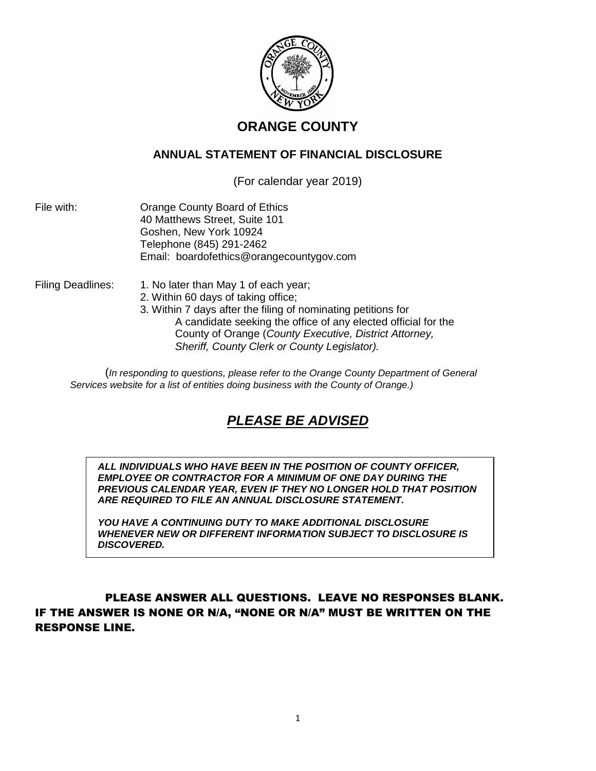# ORANGE COUNTY

## ANNUAL STATEMENT OF FINANCIAL DISCLOSURE

(For calendar year 2019)

File with: Orange County Board of Ethics
40 Matthews Street, Suite 101
Goshen, New York 10924
Telephone (845) 291-2462
Email: boardofethics@orangecountygov.com

Filing Deadlines:
1. No later than May 1 of each year;
2. Within 60 days of taking office;
3. Within 7 days after the filing of nominating petitions for A candidate seeking the office of any elected official for the County of Orange (*County Executive, District Attorney, Sheriff, County Clerk or County Legislator).*

(*In responding to questions, please refer to the Orange County Department of General Services website for a list of entities doing business with the County of Orange.)*

## ***PLEASE BE ADVISED***

***ALL INDIVIDUALS WHO HAVE BEEN IN THE POSITION OF COUNTY OFFICER, EMPLOYEE OR CONTRACTOR FOR A MINIMUM OF ONE DAY DURING THE PREVIOUS CALENDAR YEAR, EVEN IF THEY NO LONGER HOLD THAT POSITION ARE REQUIRED TO FILE AN ANNUAL DISCLOSURE STATEMENT.***

***YOU HAVE A CONTINUING DUTY TO MAKE ADDITIONAL DISCLOSURE WHENEVER NEW OR DIFFERENT INFORMATION SUBJECT TO DISCLOSURE IS DISCOVERED.***

**PLEASE ANSWER ALL QUESTIONS. LEAVE NO RESPONSES BLANK. IF THE ANSWER IS NONE OR N/A, "NONE OR N/A" MUST BE WRITTEN ON THE RESPONSE LINE.**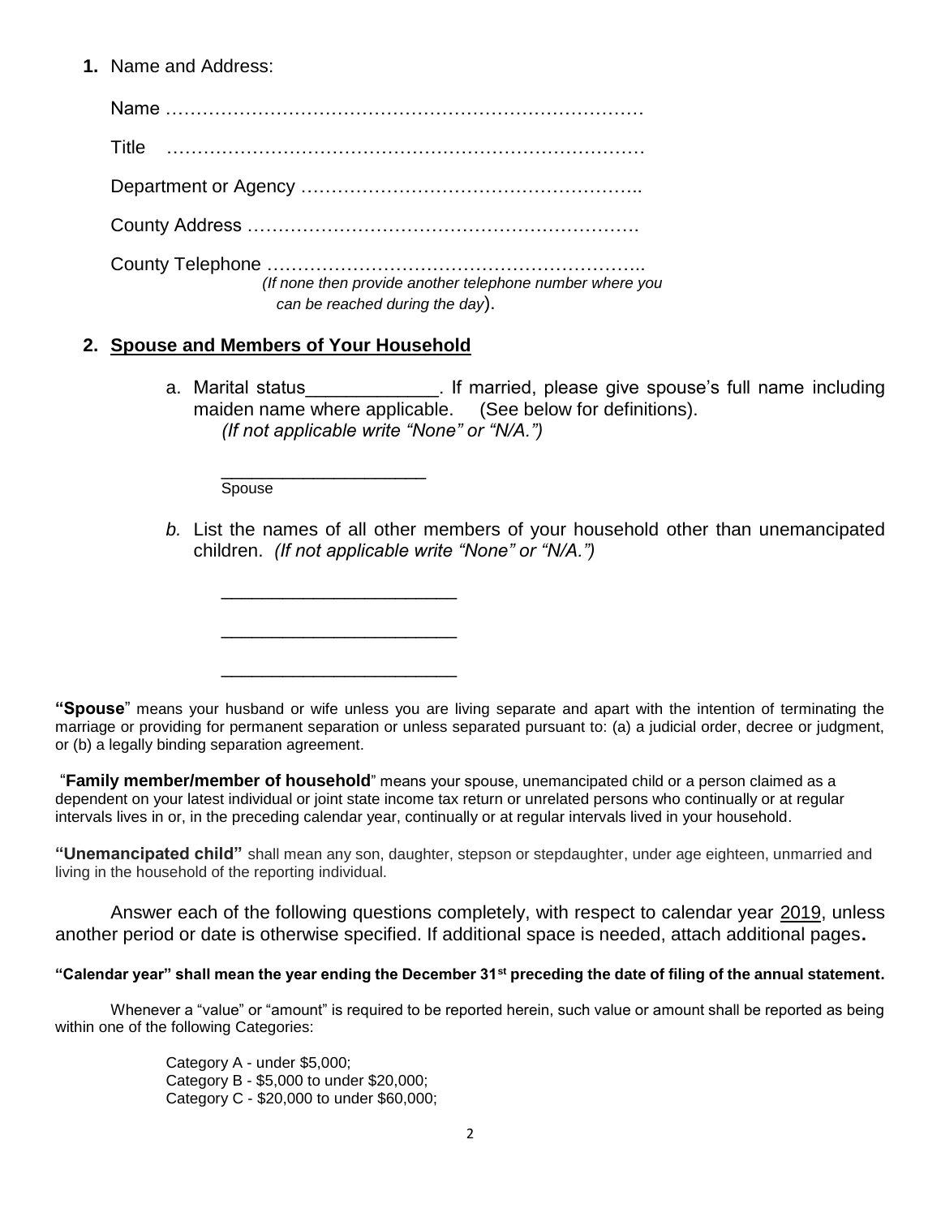**1.** Name and Address:

Name …………………………………………………………………

Title …………………………………………………………………

Department or Agency ………………………………………………..

County Address ……………………………………………………….

County Telephone ……………………………………………………..
*(If none then provide another telephone number where you can be reached during the day*).

**2. Spouse and Members of Your Household**

a. Marital status_____________. If married, please give spouse's full name including maiden name where applicable. (See below for definitions).
*(If not applicable write "None" or "N/A.")*

_____________________
Spouse

*b.* List the names of all other members of your household other than unemancipated children. *(If not applicable write "None" or "N/A.")*

________________________

________________________

________________________

**"Spouse**" means your husband or wife unless you are living separate and apart with the intention of terminating the marriage or providing for permanent separation or unless separated pursuant to: (a) a judicial order, decree or judgment, or (b) a legally binding separation agreement.

"**Family member/member of household**" means your spouse, unemancipated child or a person claimed as a dependent on your latest individual or joint state income tax return or unrelated persons who continually or at regular intervals lives in or, in the preceding calendar year, continually or at regular intervals lived in your household.

**"Unemancipated child"** shall mean any son, daughter, stepson or stepdaughter, under age eighteen, unmarried and living in the household of the reporting individual.

Answer each of the following questions completely, with respect to calendar year 2019, unless another period or date is otherwise specified. If additional space is needed, attach additional pages**.**

**"Calendar year" shall mean the year ending the December 31st preceding the date of filing of the annual statement.**

Whenever a "value" or "amount" is required to be reported herein, such value or amount shall be reported as being within one of the following Categories:

Category A - under $5,000;
Category B - $5,000 to under $20,000;
Category C - $20,000 to under $60,000;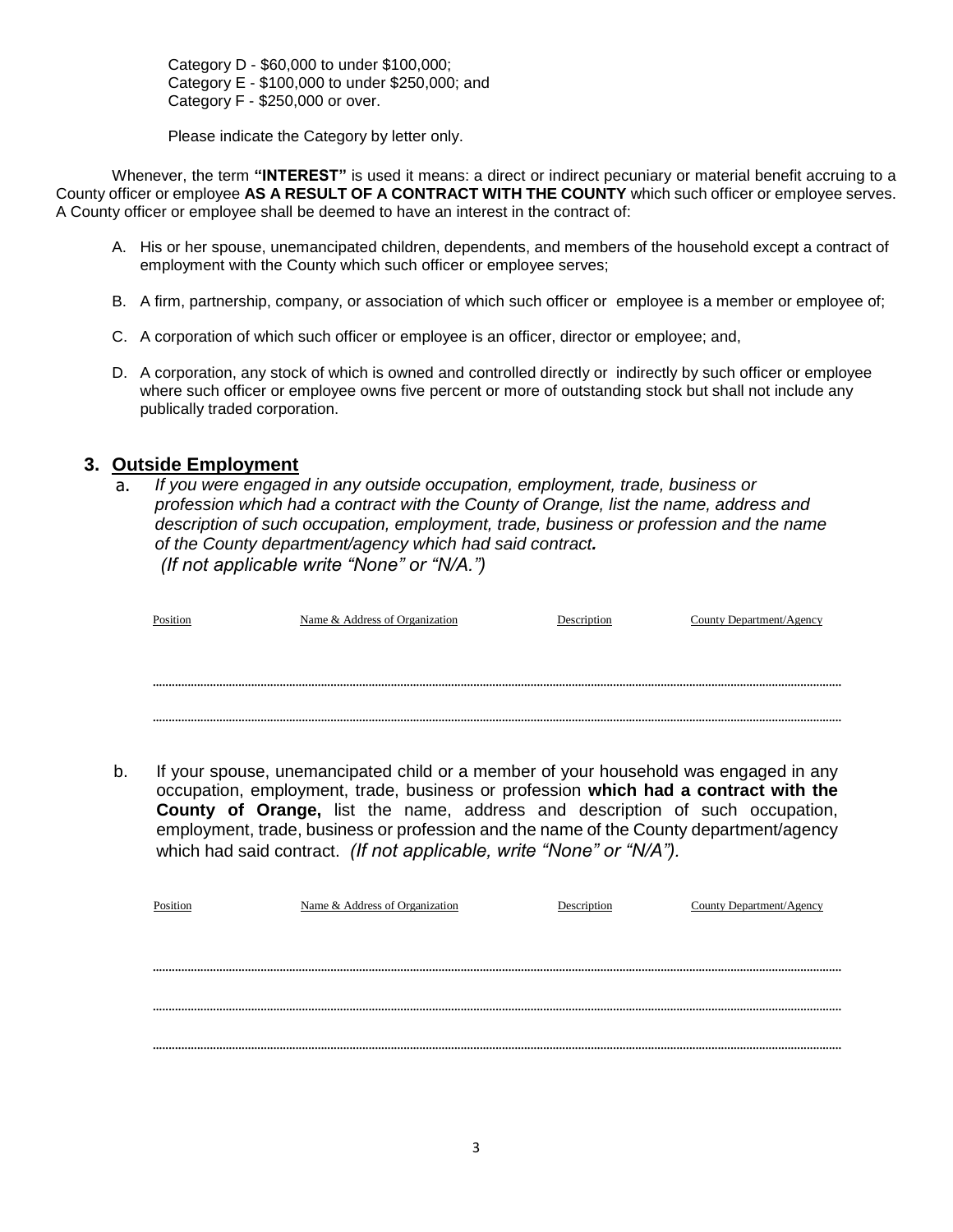Category D - $60,000 to under $100,000;
Category E - $100,000 to under $250,000; and
Category F - $250,000 or over.

Please indicate the Category by letter only.

Whenever, the term **"INTEREST"** is used it means: a direct or indirect pecuniary or material benefit accruing to a County officer or employee **AS A RESULT OF A CONTRACT WITH THE COUNTY** which such officer or employee serves. A County officer or employee shall be deemed to have an interest in the contract of:

A. His or her spouse, unemancipated children, dependents, and members of the household except a contract of employment with the County which such officer or employee serves;

B. A firm, partnership, company, or association of which such officer or employee is a member or employee of;

C. A corporation of which such officer or employee is an officer, director or employee; and,

D. A corporation, any stock of which is owned and controlled directly or indirectly by such officer or employee where such officer or employee owns five percent or more of outstanding stock but shall not include any publically traded corporation.

## 3. Outside Employment

a. *If you were engaged in any outside occupation, employment, trade, business or profession which had a contract with the County of Orange, list the name, address and description of such occupation, employment, trade, business or profession and the name of the County department/agency which had said contract.* *(If not applicable write "None" or "N/A.")*

| Position | Name & Address of Organization | Description | County Department/Agency |
|---|---|---|---|
| | | | |
| | | | |

b. If your spouse, unemancipated child or a member of your household was engaged in any occupation, employment, trade, business or profession **which had a contract with the County of Orange,** list the name, address and description of such occupation, employment, trade, business or profession and the name of the County department/agency which had said contract. *(If not applicable, write "None" or "N/A").*

| Position | Name & Address of Organization | Description | County Department/Agency |
|---|---|---|---|
| | | | |
| | | | |
| | | | |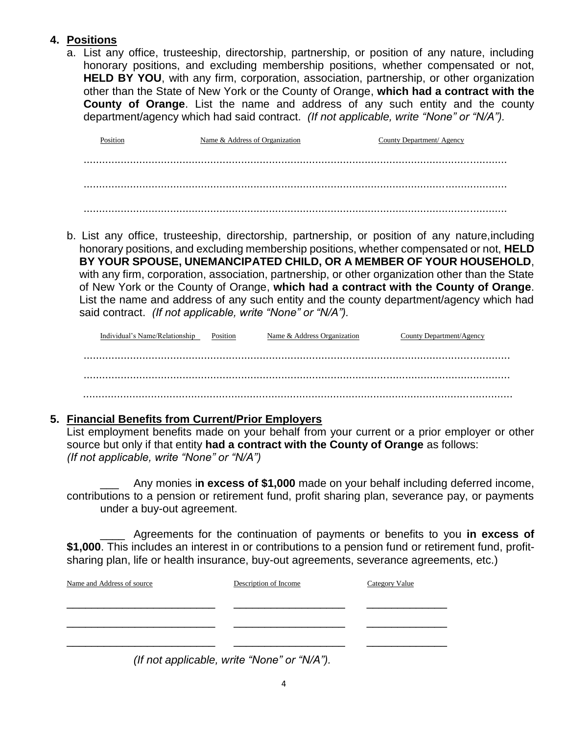## 4. Positions

a. List any office, trusteeship, directorship, partnership, or position of any nature, including honorary positions, and excluding membership positions, whether compensated or not, **HELD BY YOU**, with any firm, corporation, association, partnership, or other organization other than the State of New York or the County of Orange, **which had a contract with the County of Orange**. List the name and address of any such entity and the county department/agency which had said contract. *(If not applicable, write "None" or "N/A").*

| Position | Name & Address of Organization | County Department/ Agency |
| --- | --- | --- |
| | | |
| | | |
| | | |

b. List any office, trusteeship, directorship, partnership, or position of any nature,including honorary positions, and excluding membership positions, whether compensated or not, **HELD BY YOUR SPOUSE, UNEMANCIPATED CHILD, OR A MEMBER OF YOUR HOUSEHOLD**, with any firm, corporation, association, partnership, or other organization other than the State of New York or the County of Orange, **which had a contract with the County of Orange**. List the name and address of any such entity and the county department/agency which had said contract. *(If not applicable, write "None" or "N/A").*

| Individual's Name/Relationship | Position | Name & Address Organization | County Department/Agency |
| --- | --- | --- | --- |
| | | | |
| | | | |
| | | | |

## 5. Financial Benefits from Current/Prior Employers

List employment benefits made on your behalf from your current or a prior employer or other source but only if that entity **had a contract with the County of Orange** as follows: *(If not applicable, write "None" or "N/A")*

___ Any monies i**n excess of $1,000** made on your behalf including deferred income, contributions to a pension or retirement fund, profit sharing plan, severance pay, or payments under a buy-out agreement.

____ Agreements for the continuation of payments or benefits to you **in excess of $1,000**. This includes an interest in or contributions to a pension fund or retirement fund, profit-sharing plan, life or health insurance, buy-out agreements, severance agreements, etc.)

| Name and Address of source | Description of Income | Category Value |
| --- | --- | --- |
| | | |
| | | |
| | | |

*(If not applicable, write "None" or "N/A").*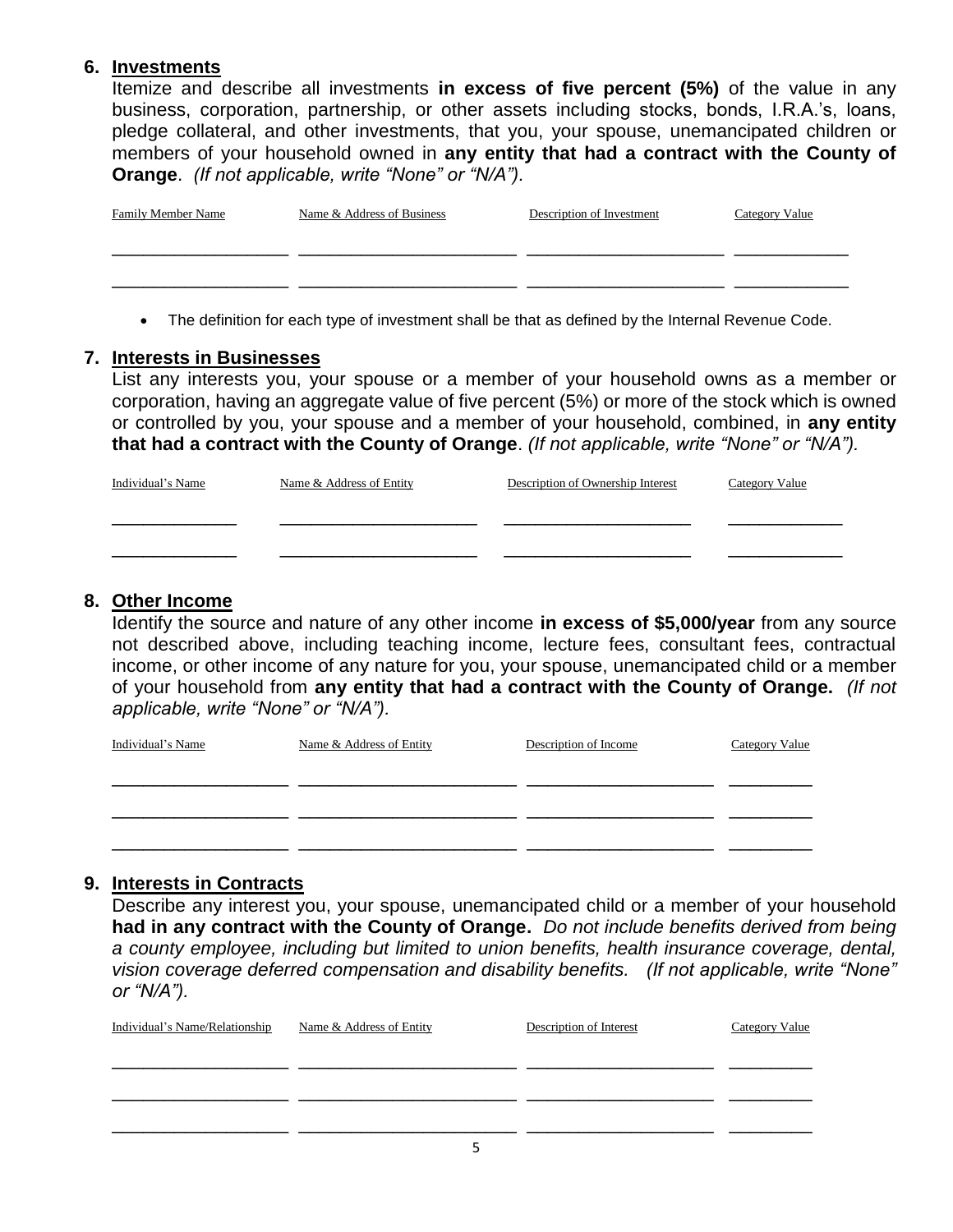## 6. Investments

Itemize and describe all investments **in excess of five percent (5%)** of the value in any business, corporation, partnership, or other assets including stocks, bonds, I.R.A.'s, loans, pledge collateral, and other investments, that you, your spouse, unemancipated children or members of your household owned in **any entity that had a contract with the County of Orange**. *(If not applicable, write "None" or "N/A").*

| Family Member Name | Name & Address of Business | Description of Investment | Category Value |
|---|---|---|---|
| | | | |
| | | | |

- The definition for each type of investment shall be that as defined by the Internal Revenue Code.

## 7. Interests in Businesses

List any interests you, your spouse or a member of your household owns as a member or corporation, having an aggregate value of five percent (5%) or more of the stock which is owned or controlled by you, your spouse and a member of your household, combined, in **any entity that had a contract with the County of Orange**. *(If not applicable, write "None" or "N/A").*

| Individual's Name | Name & Address of Entity | Description of Ownership Interest | Category Value |
|---|---|---|---|
| | | | |
| | | | |

## 8. Other Income

Identify the source and nature of any other income **in excess of $5,000/year** from any source not described above, including teaching income, lecture fees, consultant fees, contractual income, or other income of any nature for you, your spouse, unemancipated child or a member of your household from **any entity that had a contract with the County of Orange.** *(If not applicable, write "None" or "N/A").*

| Individual's Name | Name & Address of Entity | Description of Income | Category Value |
|---|---|---|---|
| | | | |
| | | | |
| | | | |

## 9. Interests in Contracts

Describe any interest you, your spouse, unemancipated child or a member of your household **had in any contract with the County of Orange.** *Do not include benefits derived from being a county employee, including but not limited to union benefits, health insurance coverage, dental, vision coverage deferred compensation and disability benefits. (If not applicable, write "None" or "N/A").*

| Individual's Name/Relationship | Name & Address of Entity | Description of Interest | Category Value |
|---|---|---|---|
| | | | |
| | | | |
| | | | |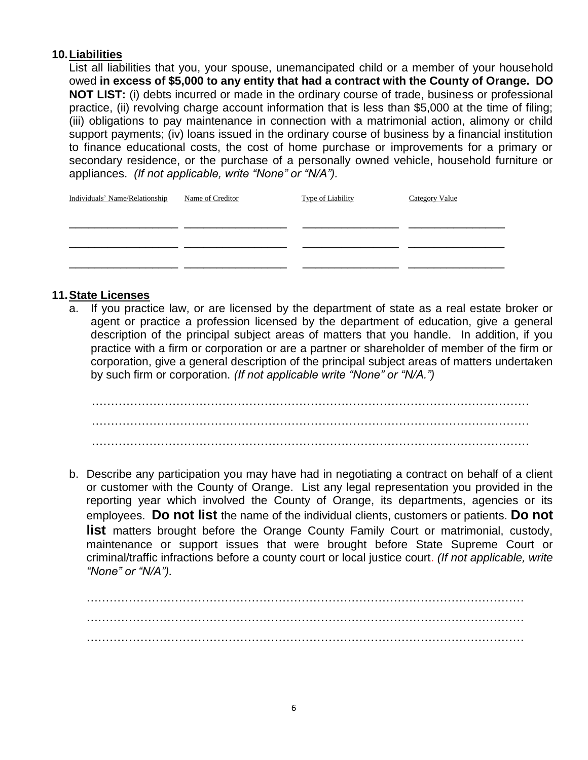## 10. Liabilities

List all liabilities that you, your spouse, unemancipated child or a member of your household owed **in excess of $5,000 to any entity that had a contract with the County of Orange. DO NOT LIST:** (i) debts incurred or made in the ordinary course of trade, business or professional practice, (ii) revolving charge account information that is less than $5,000 at the time of filing; (iii) obligations to pay maintenance in connection with a matrimonial action, alimony or child support payments; (iv) loans issued in the ordinary course of business by a financial institution to finance educational costs, the cost of home purchase or improvements for a primary or secondary residence, or the purchase of a personally owned vehicle, household furniture or appliances. *(If not applicable, write "None" or "N/A").*

| Individuals' Name/Relationship | Name of Creditor | Type of Liability | Category Value |
|---|---|---|---|
| | | | |
| | | | |
| | | | |

## 11. State Licenses

a. If you practice law, or are licensed by the department of state as a real estate broker or agent or practice a profession licensed by the department of education, give a general description of the principal subject areas of matters that you handle. In addition, if you practice with a firm or corporation or are a partner or shareholder of member of the firm or corporation, give a general description of the principal subject areas of matters undertaken by such firm or corporation. *(If not applicable write "None" or "N/A.")*

……………………………………………………………………………………………………

……………………………………………………………………………………………………

……………………………………………………………………………………………………

b. Describe any participation you may have had in negotiating a contract on behalf of a client or customer with the County of Orange. List any legal representation you provided in the reporting year which involved the County of Orange, its departments, agencies or its employees. **Do not list** the name of the individual clients, customers or patients. **Do not list** matters brought before the Orange County Family Court or matrimonial, custody, maintenance or support issues that were brought before State Supreme Court or criminal/traffic infractions before a county court or local justice court. *(If not applicable, write "None" or "N/A").*

……………………………………………………………………………………………………

……………………………………………………………………………………………………

……………………………………………………………………………………………………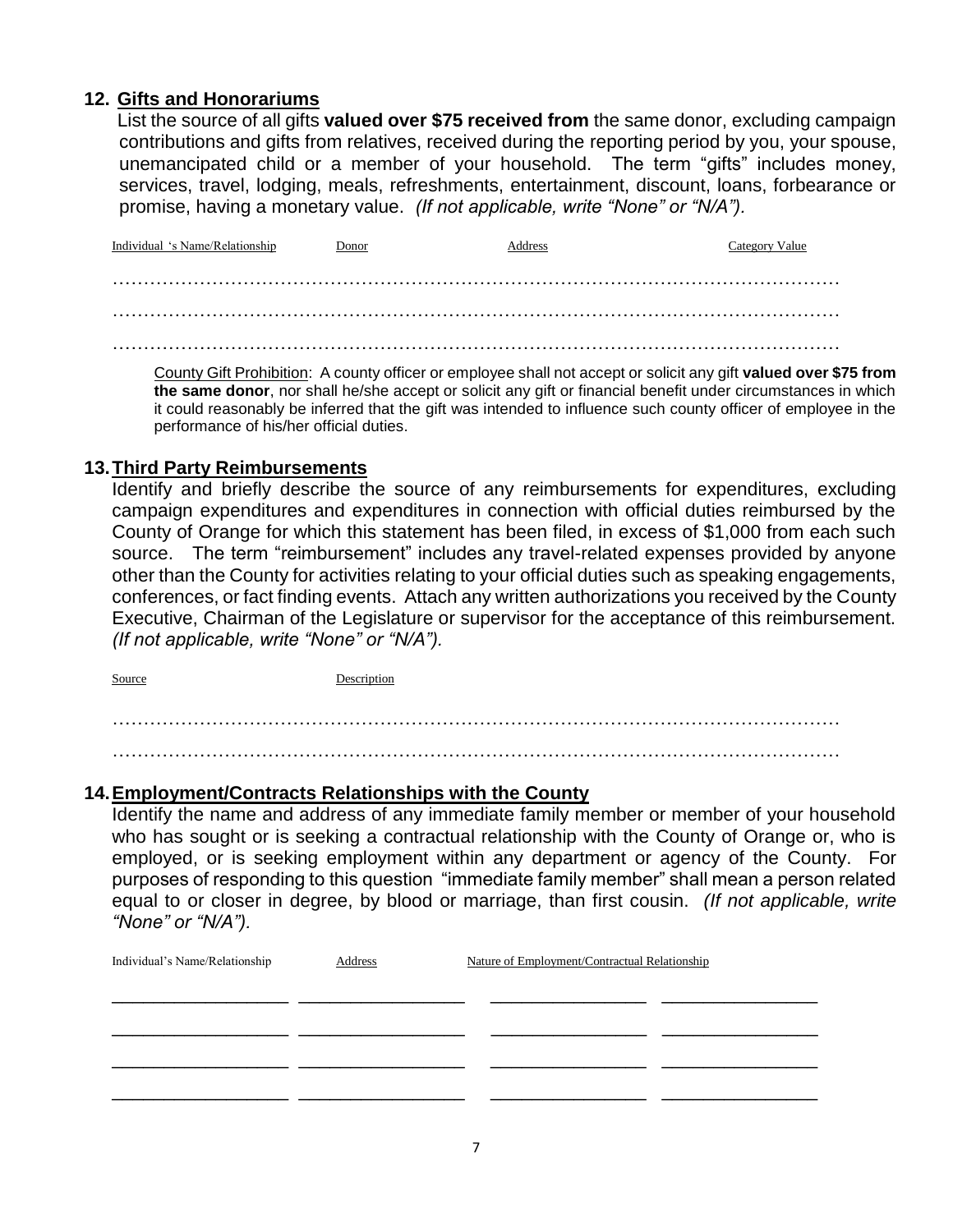## 12. Gifts and Honorariums

List the source of all gifts **valued over $75 received from** the same donor, excluding campaign contributions and gifts from relatives, received during the reporting period by you, your spouse, unemancipated child or a member of your household. The term "gifts" includes money, services, travel, lodging, meals, refreshments, entertainment, discount, loans, forbearance or promise, having a monetary value. *(If not applicable, write "None" or "N/A").*

| Individual 's Name/Relationship | Donor | Address | Category Value |
|---|---|---|---|
| | | | |
| | | | |
| | | | |

County Gift Prohibition: A county officer or employee shall not accept or solicit any gift **valued over $75 from the same donor**, nor shall he/she accept or solicit any gift or financial benefit under circumstances in which it could reasonably be inferred that the gift was intended to influence such county officer of employee in the performance of his/her official duties.

## 13. Third Party Reimbursements

Identify and briefly describe the source of any reimbursements for expenditures, excluding campaign expenditures and expenditures in connection with official duties reimbursed by the County of Orange for which this statement has been filed, in excess of $1,000 from each such source. The term "reimbursement" includes any travel-related expenses provided by anyone other than the County for activities relating to your official duties such as speaking engagements, conferences, or fact finding events. Attach any written authorizations you received by the County Executive, Chairman of the Legislature or supervisor for the acceptance of this reimbursement. *(If not applicable, write "None" or "N/A").*

| Source | Description |
|---|---|
| | |
| | |

## 14. Employment/Contracts Relationships with the County

Identify the name and address of any immediate family member or member of your household who has sought or is seeking a contractual relationship with the County of Orange or, who is employed, or is seeking employment within any department or agency of the County. For purposes of responding to this question "immediate family member" shall mean a person related equal to or closer in degree, by blood or marriage, than first cousin. *(If not applicable, write "None" or "N/A").*

| Individual's Name/Relationship | Address | Nature of Employment/Contractual Relationship | |
|---|---|---|---|
| | | | |
| | | | |
| | | | |
| | | | |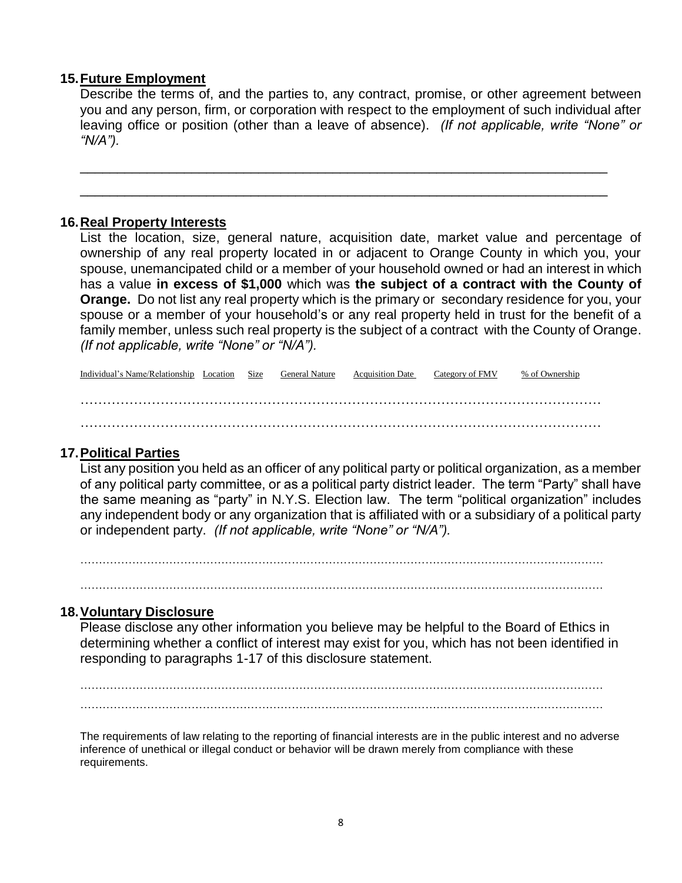**15. Future Employment**

Describe the terms of, and the parties to, any contract, promise, or other agreement between you and any person, firm, or corporation with respect to the employment of such individual after leaving office or position (other than a leave of absence). *(If not applicable, write "None" or "N/A").*

\_\_\_\_\_\_\_\_\_\_\_\_\_\_\_\_\_\_\_\_\_\_\_\_\_\_\_\_\_\_\_\_\_\_\_\_\_\_\_\_\_\_\_\_\_\_\_\_\_\_\_\_\_\_\_\_\_\_\_\_\_\_\_\_\_\_\_\_\_\_

\_\_\_\_\_\_\_\_\_\_\_\_\_\_\_\_\_\_\_\_\_\_\_\_\_\_\_\_\_\_\_\_\_\_\_\_\_\_\_\_\_\_\_\_\_\_\_\_\_\_\_\_\_\_\_\_\_\_\_\_\_\_\_\_\_\_\_\_\_\_

**16. Real Property Interests**

List the location, size, general nature, acquisition date, market value and percentage of ownership of any real property located in or adjacent to Orange County in which you, your spouse, unemancipated child or a member of your household owned or had an interest in which has a value **in excess of $1,000** which was **the subject of a contract with the County of Orange.** Do not list any real property which is the primary or secondary residence for you, your spouse or a member of your household's or any real property held in trust for the benefit of a family member, unless such real property is the subject of a contract with the County of Orange. *(If not applicable, write "None" or "N/A").*

| Individual's Name/Relationship | Location | Size | General Nature | Acquisition Date | Category of FMV | % of Ownership |
|---|---|---|---|---|---|---|
| | | | | | | |
| | | | | | | |

**17. Political Parties**

List any position you held as an officer of any political party or political organization, as a member of any political party committee, or as a political party district leader. The term "Party" shall have the same meaning as "party" in N.Y.S. Election law. The term "political organization" includes any independent body or any organization that is affiliated with or a subsidiary of a political party or independent party. *(If not applicable, write "None" or "N/A").*

……………………………………………………………………………………………………

……………………………………………………………………………………………………

**18. Voluntary Disclosure**

Please disclose any other information you believe may be helpful to the Board of Ethics in determining whether a conflict of interest may exist for you, which has not been identified in responding to paragraphs 1-17 of this disclosure statement.

……………………………………………………………………………………………………

……………………………………………………………………………………………………

The requirements of law relating to the reporting of financial interests are in the public interest and no adverse inference of unethical or illegal conduct or behavior will be drawn merely from compliance with these requirements.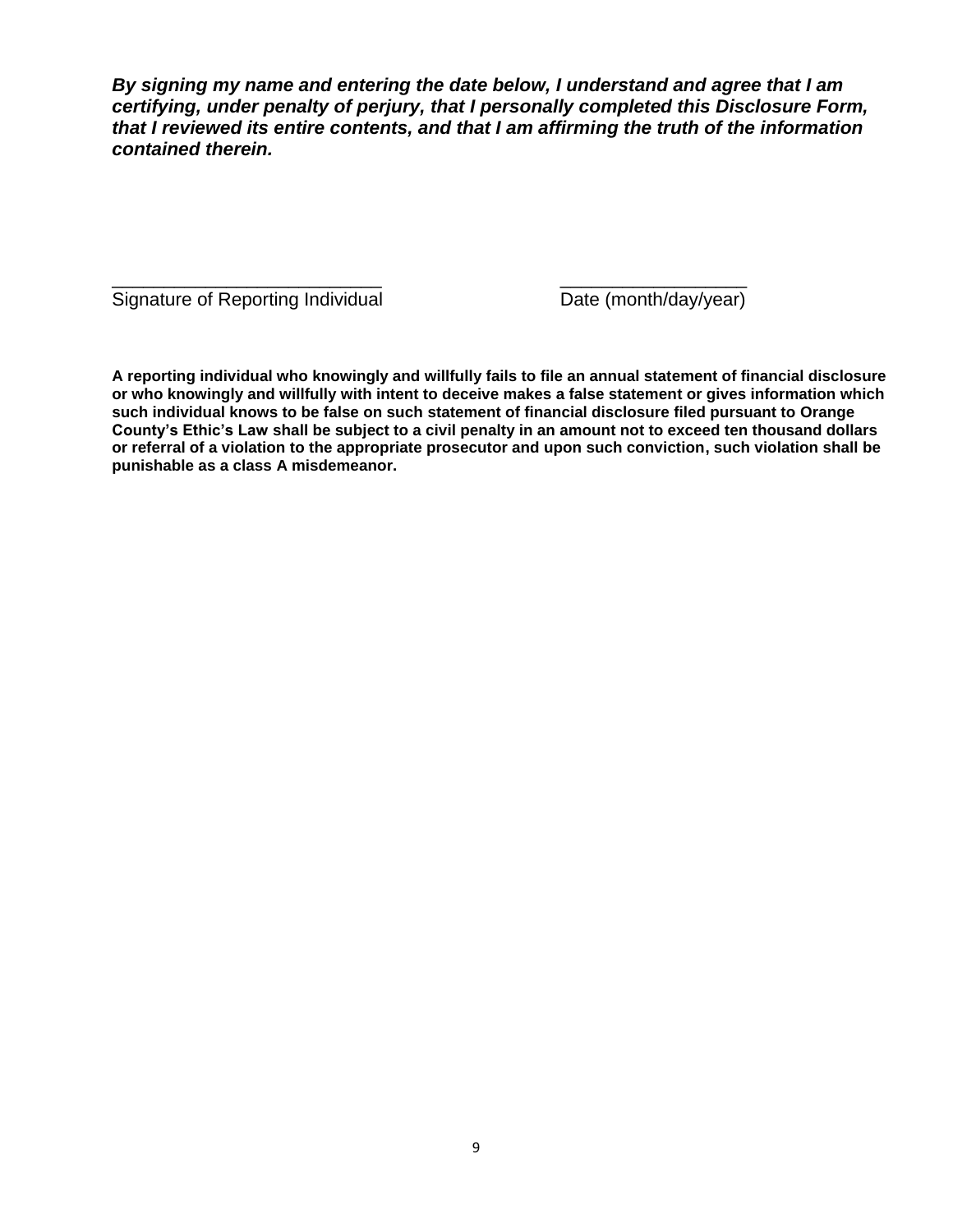***By signing my name and entering the date below, I understand and agree that I am certifying, under penalty of perjury, that I personally completed this Disclosure Form, that I reviewed its entire contents, and that I am affirming the truth of the information contained therein.***

| | |
|---|---|
| ___________________________ | ___________________ |
| Signature of Reporting Individual | Date (month/day/year) |

**A reporting individual who knowingly and willfully fails to file an annual statement of financial disclosure or who knowingly and willfully with intent to deceive makes a false statement or gives information which such individual knows to be false on such statement of financial disclosure filed pursuant to Orange County's Ethic's Law shall be subject to a civil penalty in an amount not to exceed ten thousand dollars or referral of a violation to the appropriate prosecutor and upon such conviction, such violation shall be punishable as a class A misdemeanor.**